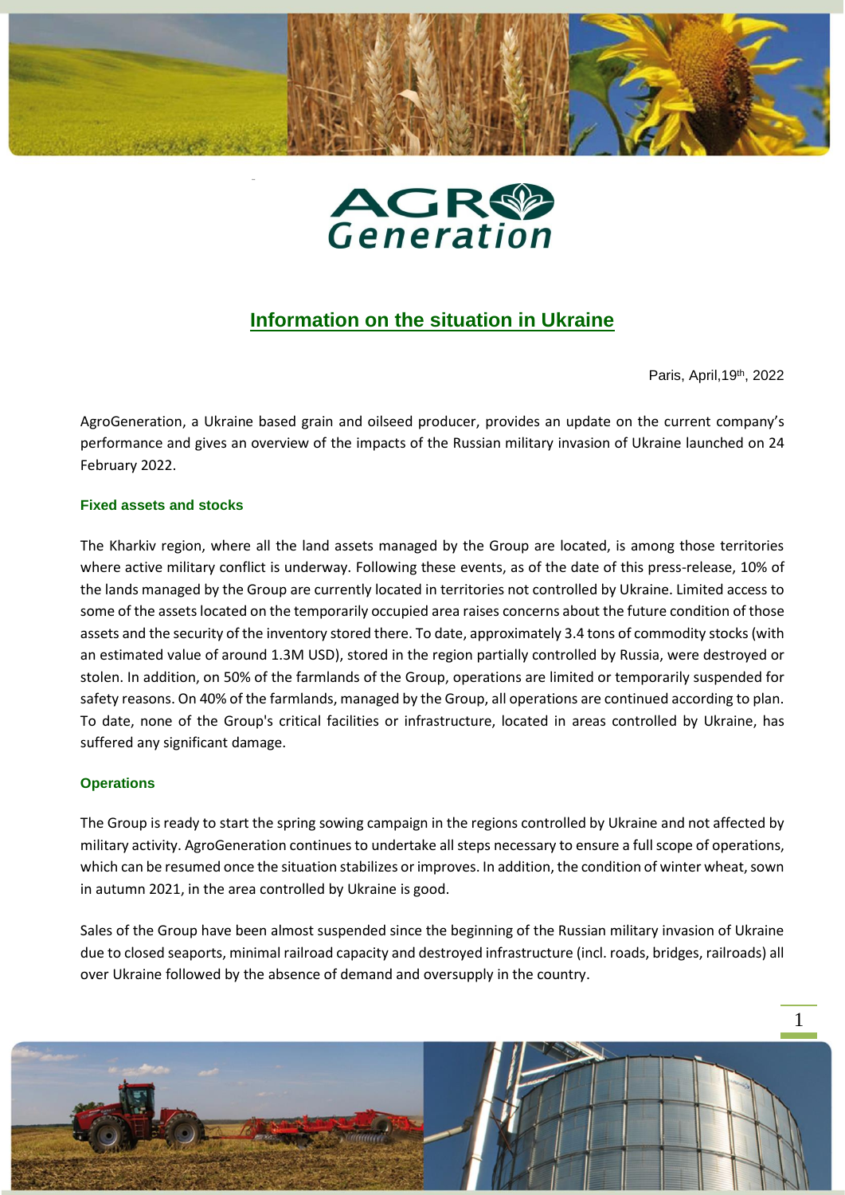# Information on the situation in Ukraine

Paris, April,19th, 2022

AgroGeneration, a Ukraine based grain and oilseed producer, provides an update on the current company's performance and gives an overview of the impacts of the Russian military invasion of Ukraine launched on 24 February 2022.

### Fixed assets and stocks

The Kharkiv region, where all the land assets managed by the Group are located, is among those territories where active military conflict is underway. Following these events, as of the date of this press-release, 10% of the lands managed by the Group are currently located in territories not controlled by Ukraine. Limited access to some of the assets located on the temporarily occupied area raises concerns about the future condition of those assets and the security of the inventory stored there. To date, approximately 3.4 tons of commodity stocks (with an estimated value of around 1.3M USD), stored in the region partially controlled by Russia, were destroyed or stolen. In addition, on 50% of the farmlands of the Group, operations are limited or temporarily suspended for safety reasons. On 40% of the farmlands, managed by the Group, all operations are continued according to plan. To date, none of the Group's critical facilities or infrastructure, located in areas controlled by Ukraine, has suffered any significant damage.

### Operations

The Group is ready to start the spring sowing campaign in the regions controlled by Ukraine and not affected by military activity. AgroGeneration continues to undertake all steps necessary to ensure a full scope of operations, which can be resumed once the situation stabilizes or improves. In addition, the condition of winter wheat, sown in autumn 2021, in the area controlled by Ukraine is good.

Sales of the Group have been almost suspended since the beginning of the Russian military invasion of Ukraine due to closed seaports, minimal railroad capacity and destroyed infrastructure (incl. roads, bridges, railroads) all over Ukraine followed by the absence of demand and oversupply in the country.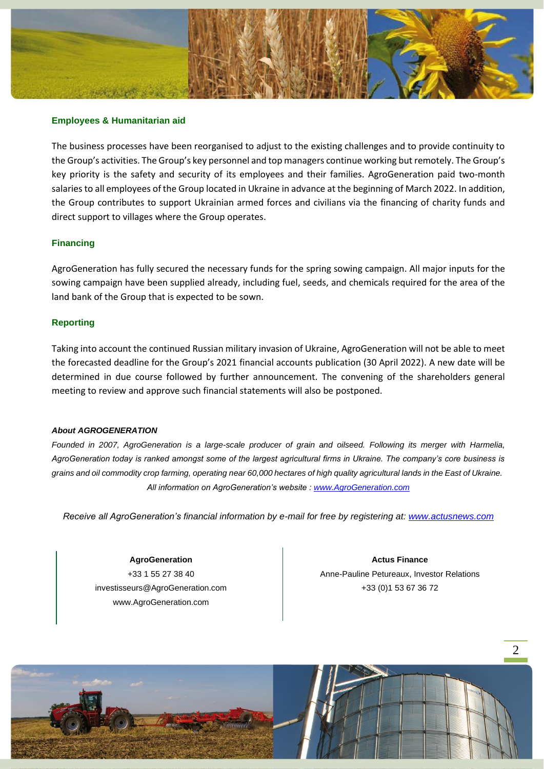### Employees & Humanitarian aid

The business processes have been reorganised to adjust to the existing challenges and to provide continuity to the Group's activities. The Group's key personnel and top managers continue working but remotely. The Group's key priority is the safety and security of its employees and their families. AgroGeneration paid two-month salaries to all employees of the Group located in Ukraine in advance at the beginning of March 2022. In addition, the Group contributes to support Ukrainian armed forces and civilians via the financing of charity funds and direct support to villages where the Group operates.

### Financing

AgroGeneration has fully secured the necessary funds for the spring sowing campaign. All major inputs for the sowing campaign have been supplied already, including fuel, seeds, and chemicals required for the area of the land bank of the Group that is expected to be sown.

### Reporting

Taking into account the continued Russian military invasion of Ukraine, AgroGeneration will not be able to meet the forecasted deadline for the Group's 2021 financial accounts publication (30 April 2022). A new date will be determined in due course followed by further announcement. The convening of the shareholders general meeting to review and approve such financial statements will also be postponed.

***About AGROGENERATION***

*Founded in 2007, AgroGeneration is a large-scale producer of grain and oilseed. Following its merger with Harmelia, AgroGeneration today is ranked amongst some of the largest agricultural firms in Ukraine. The company's core business is grains and oil commodity crop farming, operating near 60,000 hectares of high quality agricultural lands in the East of Ukraine.*
*All information on AgroGeneration's website : [www.AgroGeneration.com](http://www.AgroGeneration.com)*

*Receive all AgroGeneration's financial information by e-mail for free by registering at: [www.actusnews.com](http://www.actusnews.com)*

**AgroGeneration**
+33 1 55 27 38 40
investisseurs@AgroGeneration.com
www.AgroGeneration.com

**Actus Finance**
Anne-Pauline Petureaux, Investor Relations
+33 (0)1 53 67 36 72